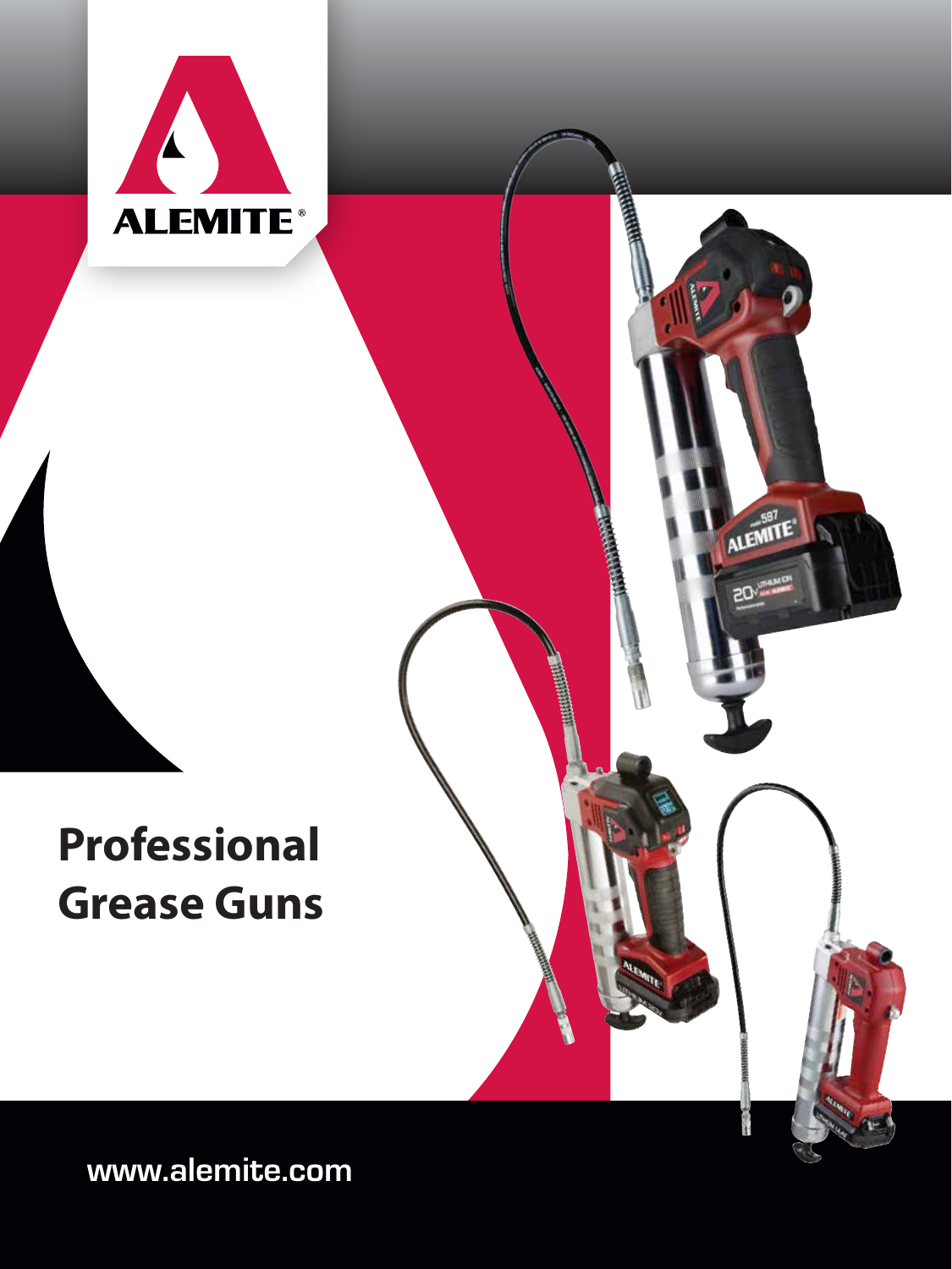ALEMITE®

# Professional Grease Guns

www.alemite.com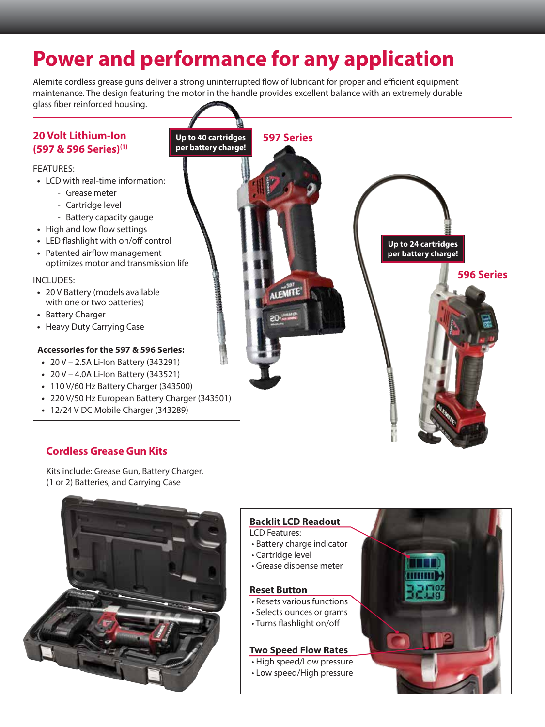# Power and performance for any application

Alemite cordless grease guns deliver a strong uninterrupted flow of lubricant for proper and efficient equipment maintenance. The design featuring the motor in the handle provides excellent balance with an extremely durable glass fiber reinforced housing.

## 20 Volt Lithium-Ion (597 & 596 Series)[1]

FEATURES:

- LCD with real-time information:
  - Grease meter
  - Cartridge level
  - Battery capacity gauge
- High and low flow settings
- LED flashlight with on/off control
- Patented airflow management optimizes motor and transmission life

INCLUDES:

- 20 V Battery (models available with one or two batteries)
- Battery Charger
- Heavy Duty Carrying Case

**Accessories for the 597 & 596 Series:**

- 20 V – 2.5A Li-Ion Battery (343291)
- 20 V – 4.0A Li-Ion Battery (343521)
- 110 V/60 Hz Battery Charger (343500)
- 220 V/50 Hz European Battery Charger (343501)
- 12/24 V DC Mobile Charger (343289)

**Up to 40 cartridges per battery charge!**

### 597 Series

**Up to 24 cartridges per battery charge!**

### 596 Series

## Cordless Grease Gun Kits

Kits include: Grease Gun, Battery Charger, (1 or 2) Batteries, and Carrying Case

**Backlit LCD Readout**

LCD Features:

- Battery charge indicator
- Cartridge level
- Grease dispense meter

**Reset Button**

- Resets various functions
- Selects ounces or grams
- Turns flashlight on/off

**Two Speed Flow Rates**

- High speed/Low pressure
- Low speed/High pressure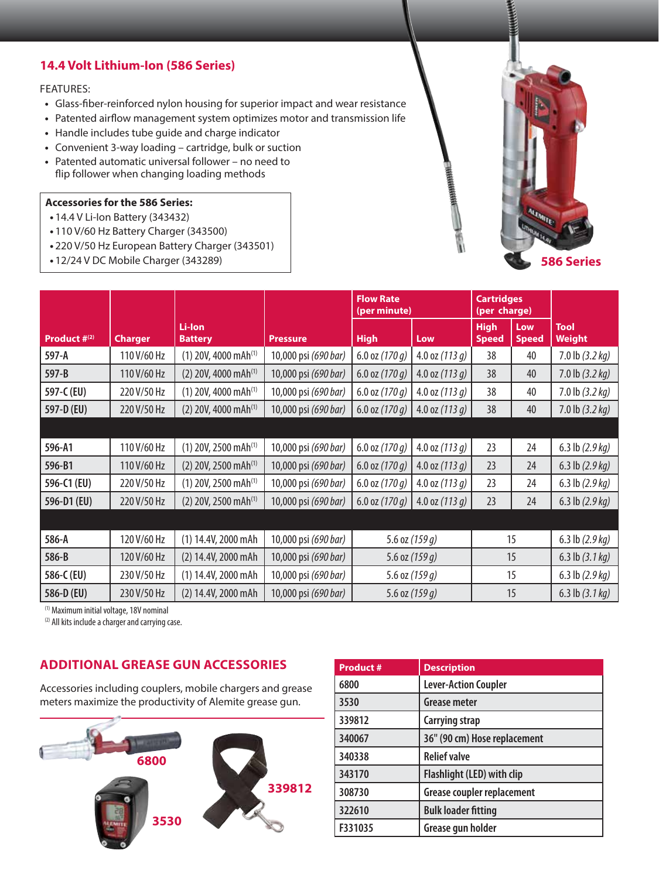## 14.4 Volt Lithium-Ion (586 Series)

FEATURES:

- Glass-fiber-reinforced nylon housing for superior impact and wear resistance
- Patented airflow management system optimizes motor and transmission life
- Handle includes tube guide and charge indicator
- Convenient 3-way loading – cartridge, bulk or suction
- Patented automatic universal follower – no need to flip follower when changing loading methods

**Accessories for the 586 Series:**

- 14.4 V Li-Ion Battery (343432)
- 110 V/60 Hz Battery Charger (343500)
- 220 V/50 Hz European Battery Charger (343501)
- 12/24 V DC Mobile Charger (343289)

586 Series

| Product #[2] | Charger | Li-Ion Battery | Pressure | Flow Rate (per minute) | | Cartridges (per charge) | | Tool Weight |
|---|---|---|---|---|---|---|---|---|
| | | | | High | Low | High Speed | Low Speed | |
| 597-A | 110 V/60 Hz | (1) 20V, 4000 mAh[1] | 10,000 psi *(690 bar)* | 6.0 oz *(170 g)* | 4.0 oz *(113 g)* | 38 | 40 | 7.0 lb *(3.2 kg)* |
| 597-B | 110 V/60 Hz | (2) 20V, 4000 mAh[1] | 10,000 psi *(690 bar)* | 6.0 oz *(170 g)* | 4.0 oz *(113 g)* | 38 | 40 | 7.0 lb *(3.2 kg)* |
| 597-C (EU) | 220 V/50 Hz | (1) 20V, 4000 mAh[1] | 10,000 psi *(690 bar)* | 6.0 oz *(170 g)* | 4.0 oz *(113 g)* | 38 | 40 | 7.0 lb *(3.2 kg)* |
| 597-D (EU) | 220 V/50 Hz | (2) 20V, 4000 mAh[1] | 10,000 psi *(690 bar)* | 6.0 oz *(170 g)* | 4.0 oz *(113 g)* | 38 | 40 | 7.0 lb *(3.2 kg)* |
| 596-A1 | 110 V/60 Hz | (1) 20V, 2500 mAh[1] | 10,000 psi *(690 bar)* | 6.0 oz *(170 g)* | 4.0 oz *(113 g)* | 23 | 24 | 6.3 lb *(2.9 kg)* |
| 596-B1 | 110 V/60 Hz | (2) 20V, 2500 mAh[1] | 10,000 psi *(690 bar)* | 6.0 oz *(170 g)* | 4.0 oz *(113 g)* | 23 | 24 | 6.3 lb *(2.9 kg)* |
| 596-C1 (EU) | 220 V/50 Hz | (1) 20V, 2500 mAh[1] | 10,000 psi *(690 bar)* | 6.0 oz *(170 g)* | 4.0 oz *(113 g)* | 23 | 24 | 6.3 lb *(2.9 kg)* |
| 596-D1 (EU) | 220 V/50 Hz | (2) 20V, 2500 mAh[1] | 10,000 psi *(690 bar)* | 6.0 oz *(170 g)* | 4.0 oz *(113 g)* | 23 | 24 | 6.3 lb *(2.9 kg)* |
| 586-A | 120 V/60 Hz | (1) 14.4V, 2000 mAh | 10,000 psi *(690 bar)* | 5.6 oz *(159 g)* | | 15 | | 6.3 lb *(2.9 kg)* |
| 586-B | 120 V/60 Hz | (2) 14.4V, 2000 mAh | 10,000 psi *(690 bar)* | 5.6 oz *(159 g)* | | 15 | | 6.3 lb *(3.1 kg)* |
| 586-C (EU) | 230 V/50 Hz | (1) 14.4V, 2000 mAh | 10,000 psi *(690 bar)* | 5.6 oz *(159 g)* | | 15 | | 6.3 lb *(2.9 kg)* |
| 586-D (EU) | 230 V/50 Hz | (2) 14.4V, 2000 mAh | 10,000 psi *(690 bar)* | 5.6 oz *(159 g)* | | 15 | | 6.3 lb *(3.1 kg)* |

[1] Maximum initial voltage, 18V nominal
[2] All kits include a charger and carrying case.

## ADDITIONAL GREASE GUN ACCESSORIES

Accessories including couplers, mobile chargers and grease meters maximize the productivity of Alemite grease gun.

6800

3530

339812

| Product # | Description |
|---|---|
| 6800 | Lever-Action Coupler |
| 3530 | Grease meter |
| 339812 | Carrying strap |
| 340067 | 36" (90 cm) Hose replacement |
| 340338 | Relief valve |
| 343170 | Flashlight (LED) with clip |
| 308730 | Grease coupler replacement |
| 322610 | Bulk loader fitting |
| F331035 | Grease gun holder |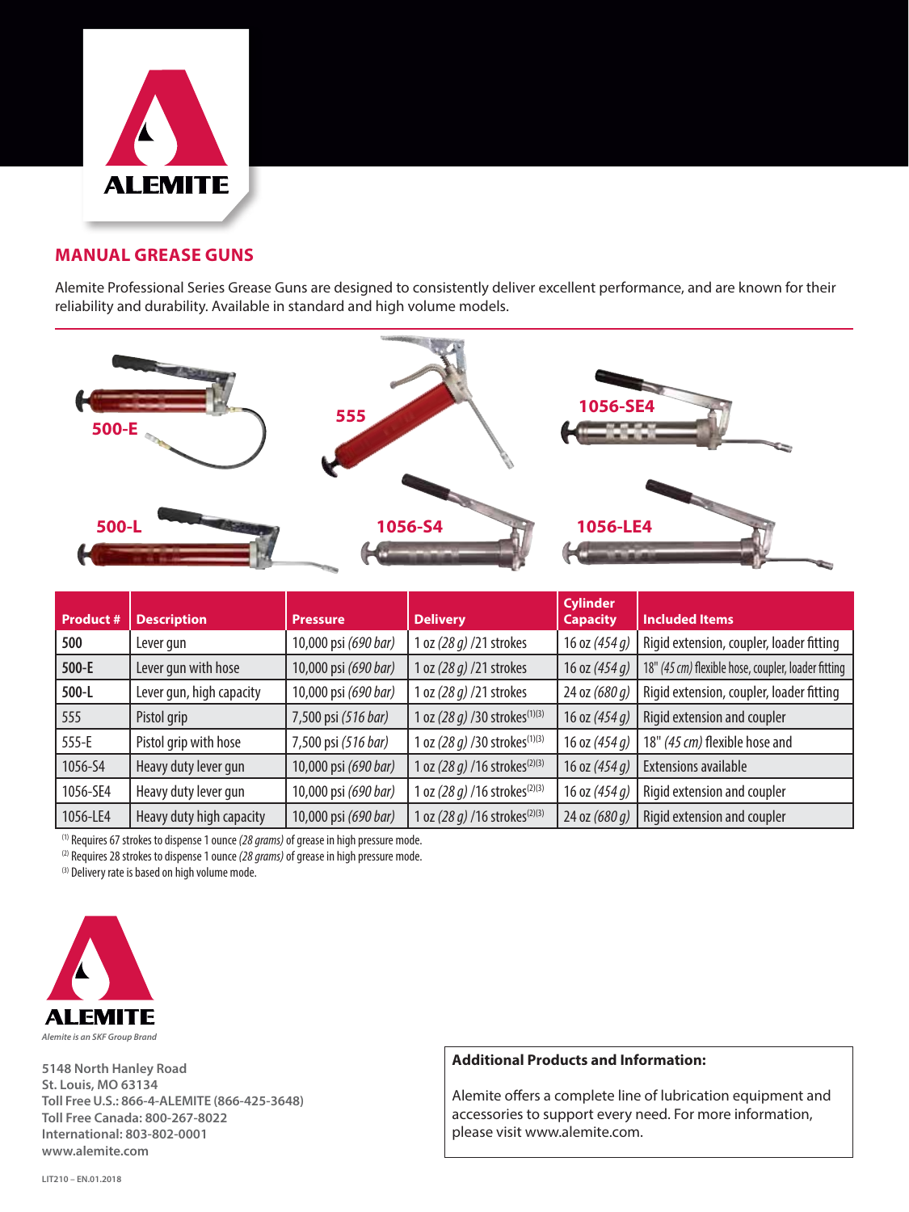ALEMITE

## MANUAL GREASE GUNS

Alemite Professional Series Grease Guns are designed to consistently deliver excellent performance, and are known for their reliability and durability. Available in standard and high volume models.

500-E

555

1056-SE4

500-L

1056-S4

1056-LE4

| Product # | Description | Pressure | Delivery | Cylinder Capacity | Included Items |
|---|---|---|---|---|---|
| **500** | Lever gun | 10,000 psi *(690 bar)* | 1 oz *(28 g)* /21 strokes | 16 oz *(454 g)* | Rigid extension, coupler, loader fitting |
| **500-E** | Lever gun with hose | 10,000 psi *(690 bar)* | 1 oz *(28 g)* /21 strokes | 16 oz *(454 g)* | 18" *(45 cm)* flexible hose, coupler, loader fitting |
| **500-L** | Lever gun, high capacity | 10,000 psi *(690 bar)* | 1 oz *(28 g)* /21 strokes | 24 oz *(680 g)* | Rigid extension, coupler, loader fitting |
| 555 | Pistol grip | 7,500 psi *(516 bar)* | 1 oz *(28 g)* /30 strokes[(1)(3)] | 16 oz *(454 g)* | Rigid extension and coupler |
| 555-E | Pistol grip with hose | 7,500 psi *(516 bar)* | 1 oz *(28 g)* /30 strokes[(1)(3)] | 16 oz *(454 g)* | 18" *(45 cm)* flexible hose and |
| 1056-S4 | Heavy duty lever gun | 10,000 psi *(690 bar)* | 1 oz *(28 g)* /16 strokes[(2)(3)] | 16 oz *(454 g)* | Extensions available |
| 1056-SE4 | Heavy duty lever gun | 10,000 psi *(690 bar)* | 1 oz *(28 g)* /16 strokes[(2)(3)] | 16 oz *(454 g)* | Rigid extension and coupler |
| 1056-LE4 | Heavy duty high capacity | 10,000 psi *(690 bar)* | 1 oz *(28 g)* /16 strokes[(2)(3)] | 24 oz *(680 g)* | Rigid extension and coupler |

[(1)] Requires 67 strokes to dispense 1 ounce *(28 grams)* of grease in high pressure mode.
[(2)] Requires 28 strokes to dispense 1 ounce *(28 grams)* of grease in high pressure mode.
[(3)] Delivery rate is based on high volume mode.

ALEMITE

*Alemite is an SKF Group Brand*

**5148 North Hanley Road**
**St. Louis, MO 63134**
**Toll Free U.S.: 866-4-ALEMITE (866-425-3648)**
**Toll Free Canada: 800-267-8022**
**International: 803-802-0001**
**www.alemite.com**

**Additional Products and Information:**

Alemite offers a complete line of lubrication equipment and accessories to support every need. For more information, please visit www.alemite.com.

LIT210 – EN.01.2018